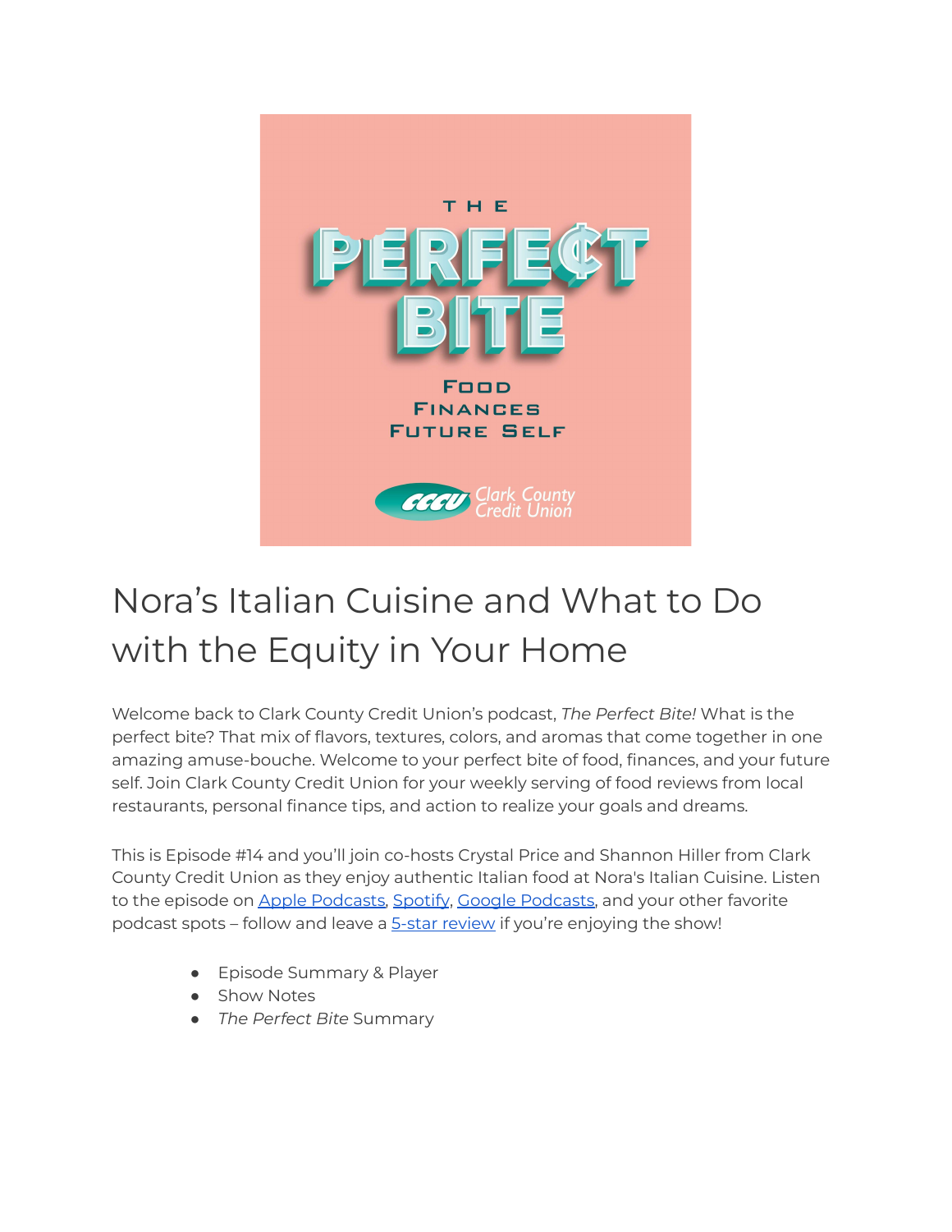THE PERFE¢T BITE

FOOD
FINANCES
FUTURE SELF

CCCU Clark County Credit Union

# Nora's Italian Cuisine and What to Do with the Equity in Your Home

Welcome back to Clark County Credit Union's podcast, *The Perfect Bite!* What is the perfect bite? That mix of flavors, textures, colors, and aromas that come together in one amazing amuse-bouche. Welcome to your perfect bite of food, finances, and your future self. Join Clark County Credit Union for your weekly serving of food reviews from local restaurants, personal finance tips, and action to realize your goals and dreams.

This is Episode #14 and you'll join co-hosts Crystal Price and Shannon Hiller from Clark County Credit Union as they enjoy authentic Italian food at Nora's Italian Cuisine. Listen to the episode on Apple Podcasts, Spotify, Google Podcasts, and your other favorite podcast spots – follow and leave a 5-star review if you're enjoying the show!

- Episode Summary & Player
- Show Notes
- *The Perfect Bite* Summary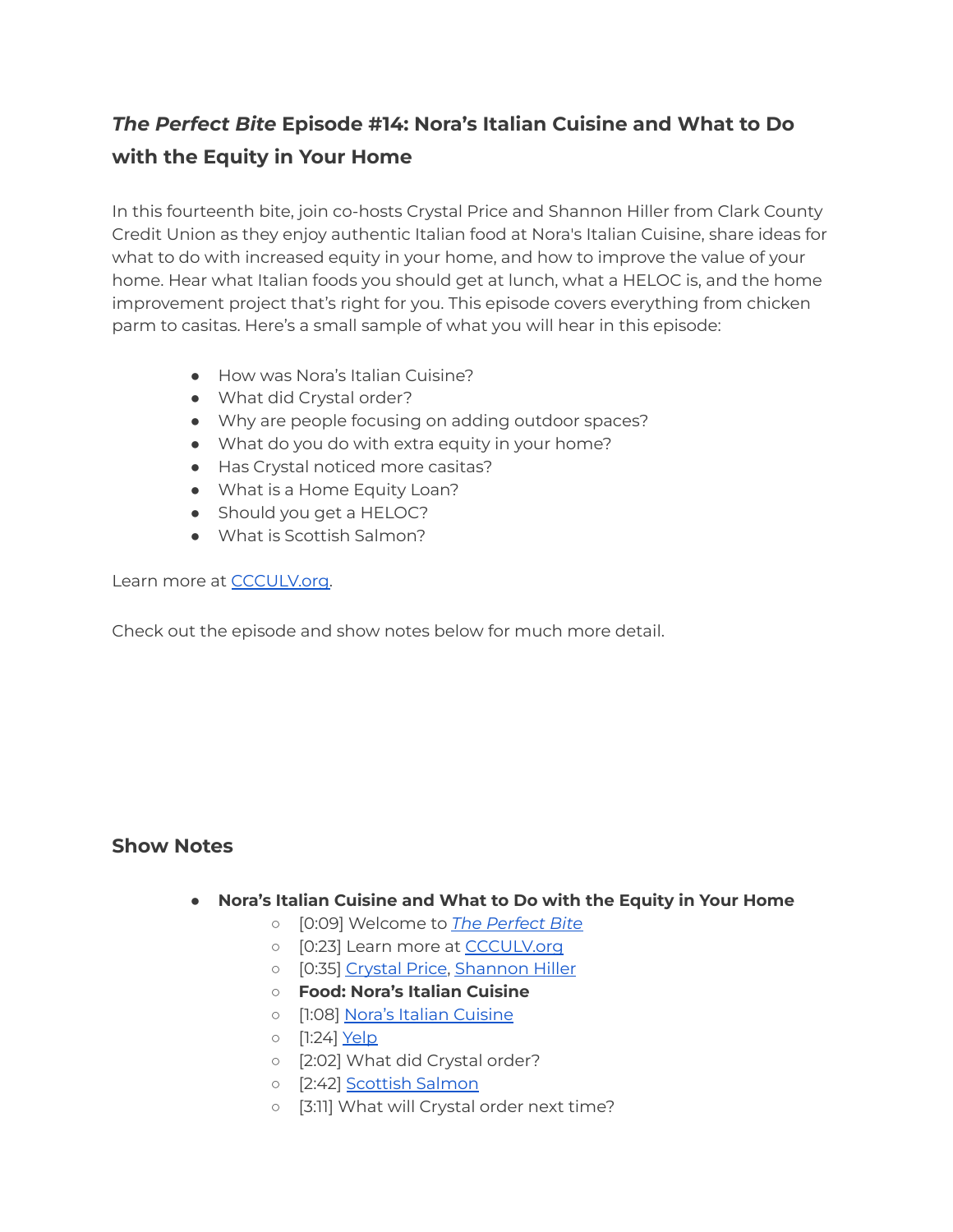## *The Perfect Bite* Episode #14: Nora's Italian Cuisine and What to Do with the Equity in Your Home

In this fourteenth bite, join co-hosts Crystal Price and Shannon Hiller from Clark County Credit Union as they enjoy authentic Italian food at Nora's Italian Cuisine, share ideas for what to do with increased equity in your home, and how to improve the value of your home. Hear what Italian foods you should get at lunch, what a HELOC is, and the home improvement project that's right for you. This episode covers everything from chicken parm to casitas. Here's a small sample of what you will hear in this episode:

- How was Nora's Italian Cuisine?
- What did Crystal order?
- Why are people focusing on adding outdoor spaces?
- What do you do with extra equity in your home?
- Has Crystal noticed more casitas?
- What is a Home Equity Loan?
- Should you get a HELOC?
- What is Scottish Salmon?

Learn more at [CCCULV.org](CCCULV.org).

Check out the episode and show notes below for much more detail.

### Show Notes

- **Nora's Italian Cuisine and What to Do with the Equity in Your Home**
  - [0:09] Welcome to [*The Perfect Bite*]()
  - [0:23] Learn more at [CCCULV.org](CCCULV.org)
  - [0:35] [Crystal Price](), [Shannon Hiller]()
  - **Food: Nora's Italian Cuisine**
  - [1:08] [Nora's Italian Cuisine]()
  - [1:24] [Yelp]()
  - [2:02] What did Crystal order?
  - [2:42] [Scottish Salmon]()
  - [3:11] What will Crystal order next time?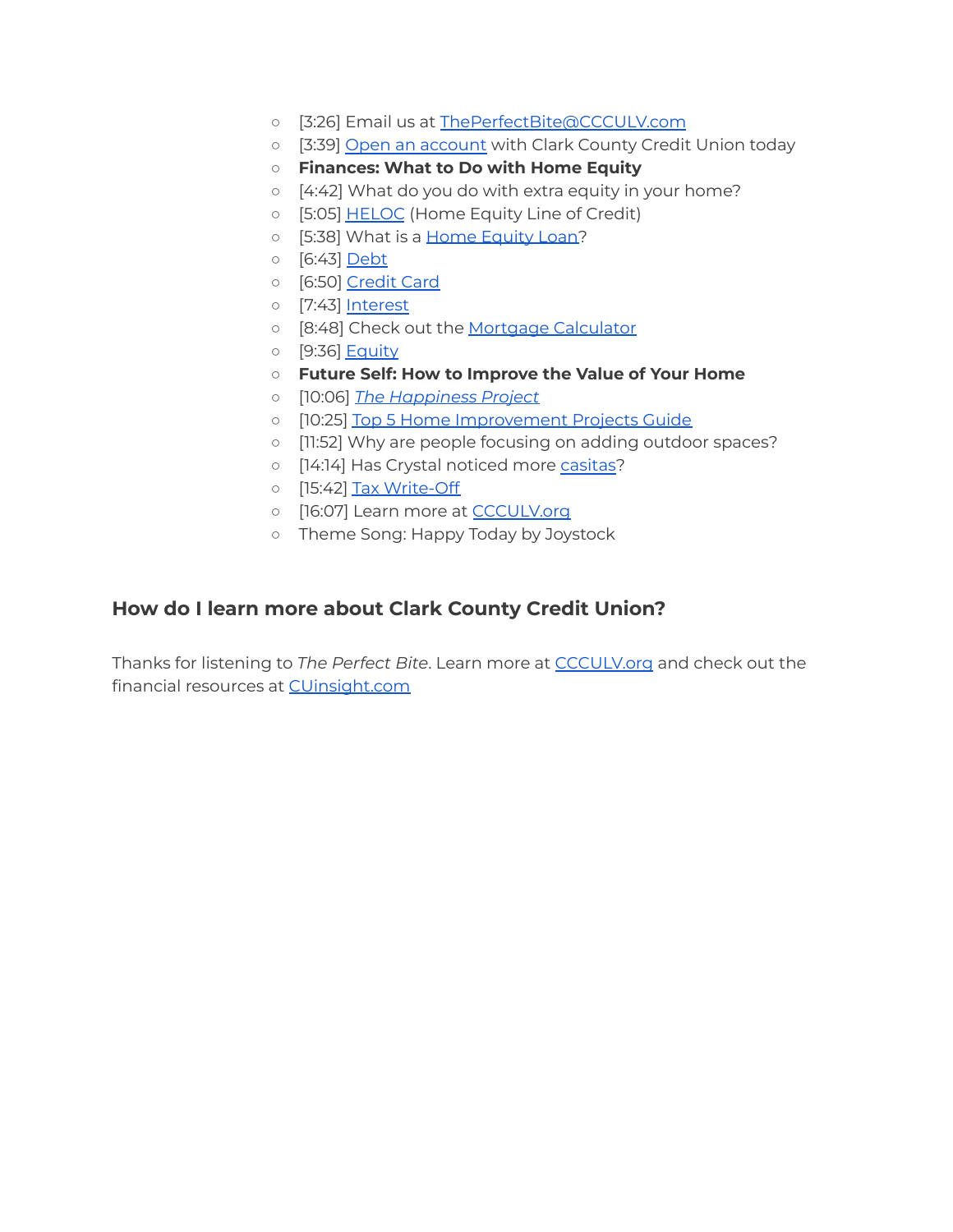- [3:26] Email us at ThePerfectBite@CCCULV.com
- [3:39] Open an account with Clark County Credit Union today
- **Finances: What to Do with Home Equity**
- [4:42] What do you do with extra equity in your home?
- [5:05] HELOC (Home Equity Line of Credit)
- [5:38] What is a Home Equity Loan?
- [6:43] Debt
- [6:50] Credit Card
- [7:43] Interest
- [8:48] Check out the Mortgage Calculator
- [9:36] Equity
- **Future Self: How to Improve the Value of Your Home**
- [10:06] *The Happiness Project*
- [10:25] Top 5 Home Improvement Projects Guide
- [11:52] Why are people focusing on adding outdoor spaces?
- [14:14] Has Crystal noticed more casitas?
- [15:42] Tax Write-Off
- [16:07] Learn more at CCCULV.org
- Theme Song: Happy Today by Joystock

## How do I learn more about Clark County Credit Union?

Thanks for listening to *The Perfect Bite*. Learn more at CCCULV.org and check out the financial resources at CUinsight.com